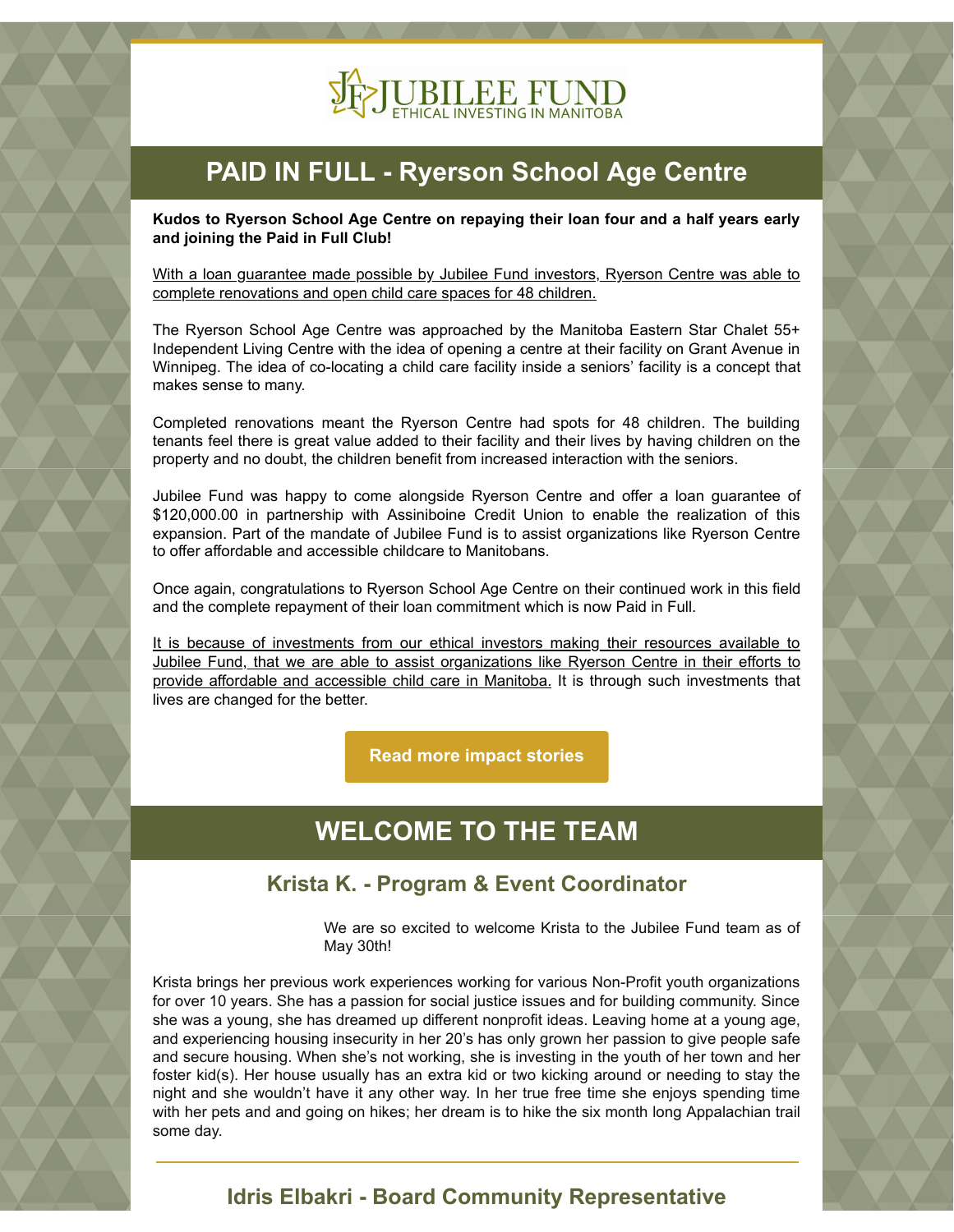# JUBILEE FUND

ETHICAL INVESTING IN MANITOBA

## PAID IN FULL - Ryerson School Age Centre

**Kudos to Ryerson School Age Centre on repaying their loan four and a half years early and joining the Paid in Full Club!**

With a loan guarantee made possible by Jubilee Fund investors, Ryerson Centre was able to complete renovations and open child care spaces for 48 children.

The Ryerson School Age Centre was approached by the Manitoba Eastern Star Chalet 55+ Independent Living Centre with the idea of opening a centre at their facility on Grant Avenue in Winnipeg. The idea of co-locating a child care facility inside a seniors' facility is a concept that makes sense to many.

Completed renovations meant the Ryerson Centre had spots for 48 children. The building tenants feel there is great value added to their facility and their lives by having children on the property and no doubt, the children benefit from increased interaction with the seniors.

Jubilee Fund was happy to come alongside Ryerson Centre and offer a loan guarantee of $120,000.00 in partnership with Assiniboine Credit Union to enable the realization of this expansion. Part of the mandate of Jubilee Fund is to assist organizations like Ryerson Centre to offer affordable and accessible childcare to Manitobans.

Once again, congratulations to Ryerson School Age Centre on their continued work in this field and the complete repayment of their loan commitment which is now Paid in Full.

It is because of investments from our ethical investors making their resources available to Jubilee Fund, that we are able to assist organizations like Ryerson Centre in their efforts to provide affordable and accessible child care in Manitoba. It is through such investments that lives are changed for the better.

**Read more impact stories**

## WELCOME TO THE TEAM

### Krista K. - Program & Event Coordinator

We are so excited to welcome Krista to the Jubilee Fund team as of May 30th!

Krista brings her previous work experiences working for various Non-Profit youth organizations for over 10 years. She has a passion for social justice issues and for building community. Since she was a young, she has dreamed up different nonprofit ideas. Leaving home at a young age, and experiencing housing insecurity in her 20's has only grown her passion to give people safe and secure housing. When she's not working, she is investing in the youth of her town and her foster kid(s). Her house usually has an extra kid or two kicking around or needing to stay the night and she wouldn't have it any other way. In her true free time she enjoys spending time with her pets and and going on hikes; her dream is to hike the six month long Appalachian trail some day.

---

### Idris Elbakri - Board Community Representative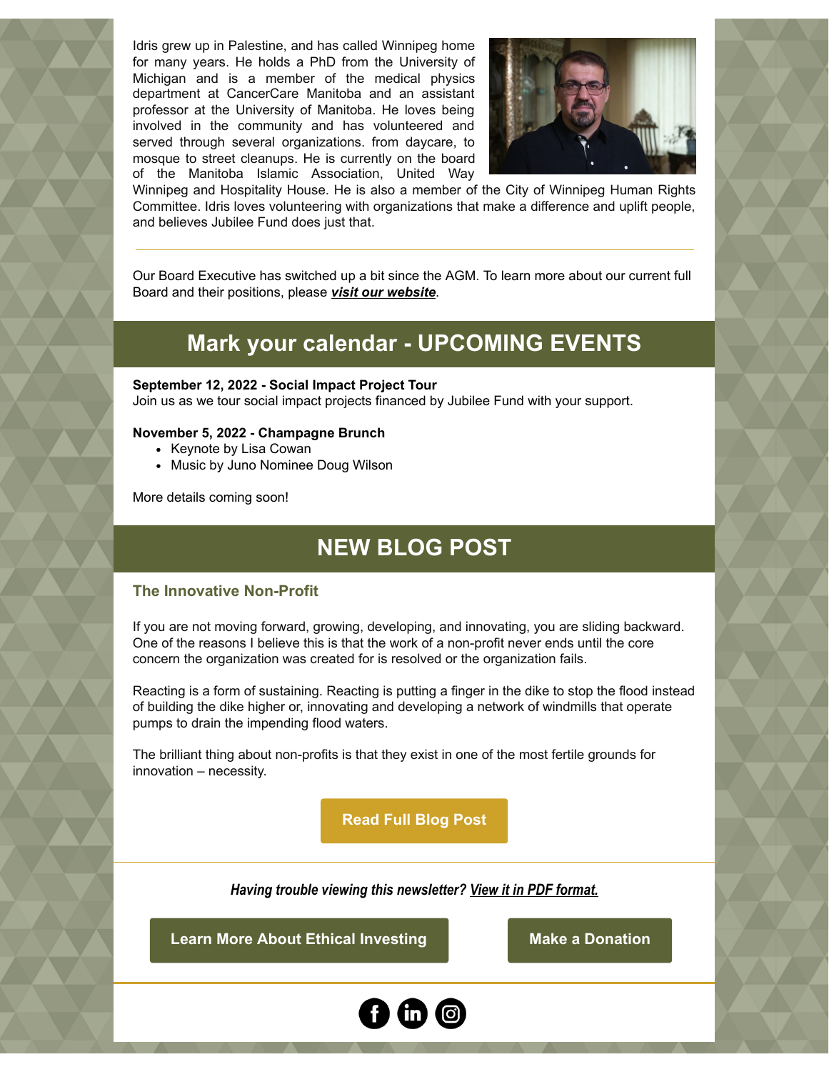Idris grew up in Palestine, and has called Winnipeg home for many years. He holds a PhD from the University of Michigan and is a member of the medical physics department at CancerCare Manitoba and an assistant professor at the University of Manitoba. He loves being involved in the community and has volunteered and served through several organizations. from daycare, to mosque to street cleanups. He is currently on the board of the Manitoba Islamic Association, United Way Winnipeg and Hospitality House. He is also a member of the City of Winnipeg Human Rights Committee. Idris loves volunteering with organizations that make a difference and uplift people, and believes Jubilee Fund does just that.

---

Our Board Executive has switched up a bit since the AGM. To learn more about our current full Board and their positions, please ***visit our website***.

## Mark your calendar - UPCOMING EVENTS

**September 12, 2022 - Social Impact Project Tour**
Join us as we tour social impact projects financed by Jubilee Fund with your support.

**November 5, 2022 - Champagne Brunch**

- Keynote by Lisa Cowan
- Music by Juno Nominee Doug Wilson

More details coming soon!

## NEW BLOG POST

### The Innovative Non-Profit

If you are not moving forward, growing, developing, and innovating, you are sliding backward. One of the reasons I believe this is that the work of a non-profit never ends until the core concern the organization was created for is resolved or the organization fails.

Reacting is a form of sustaining. Reacting is putting a finger in the dike to stop the flood instead of building the dike higher or, innovating and developing a network of windmills that operate pumps to drain the impending flood waters.

The brilliant thing about non-profits is that they exist in one of the most fertile grounds for innovation – necessity.

**Read Full Blog Post**

***Having trouble viewing this newsletter? View it in PDF format.***

**Learn More About Ethical Investing**

**Make a Donation**